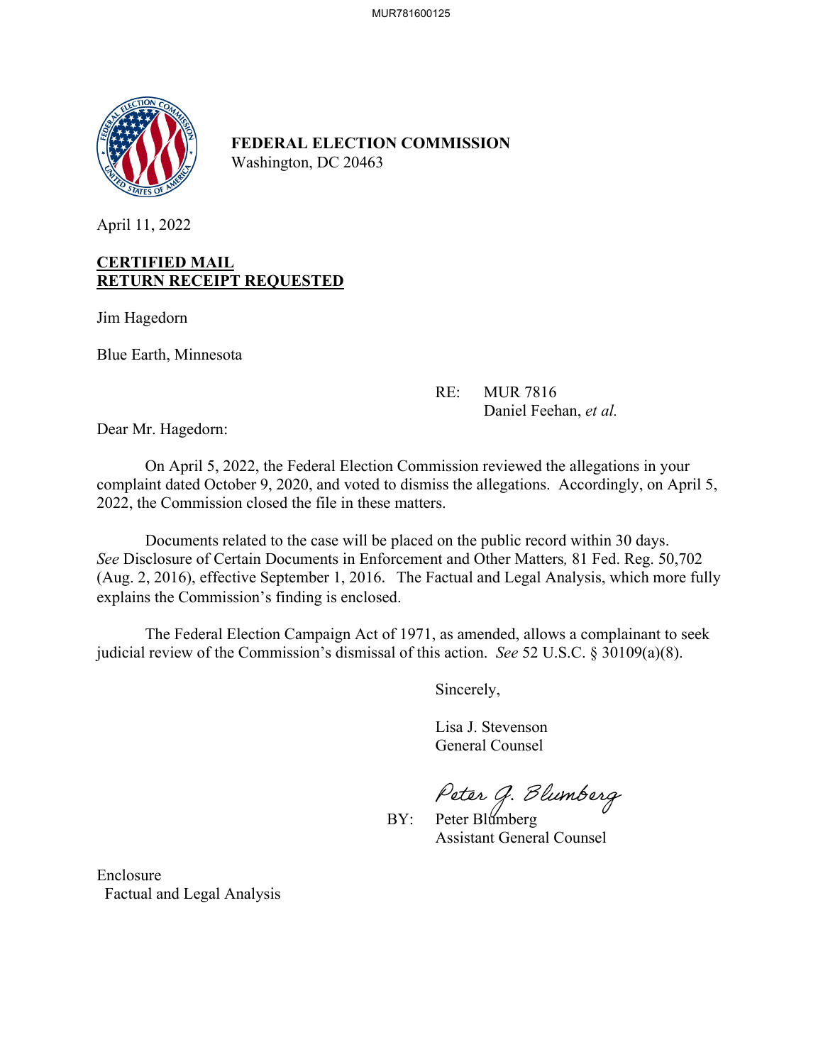**FEDERAL ELECTION COMMISSION**
Washington, DC 20463

April 11, 2022

**CERTIFIED MAIL**
**RETURN RECEIPT REQUESTED**

Jim Hagedorn

Blue Earth, Minnesota

RE: MUR 7816
Daniel Feehan, *et al.*

Dear Mr. Hagedorn:

On April 5, 2022, the Federal Election Commission reviewed the allegations in your complaint dated October 9, 2020, and voted to dismiss the allegations. Accordingly, on April 5, 2022, the Commission closed the file in these matters.

Documents related to the case will be placed on the public record within 30 days. *See* Disclosure of Certain Documents in Enforcement and Other Matters*,* 81 Fed. Reg. 50,702 (Aug. 2, 2016), effective September 1, 2016. The Factual and Legal Analysis, which more fully explains the Commission's finding is enclosed.

The Federal Election Campaign Act of 1971, as amended, allows a complainant to seek judicial review of the Commission's dismissal of this action. *See* 52 U.S.C. § 30109(a)(8).

Sincerely,

Lisa J. Stevenson
General Counsel

*Peter G. Blumberg*

BY: Peter Blumberg
Assistant General Counsel

Enclosure
Factual and Legal Analysis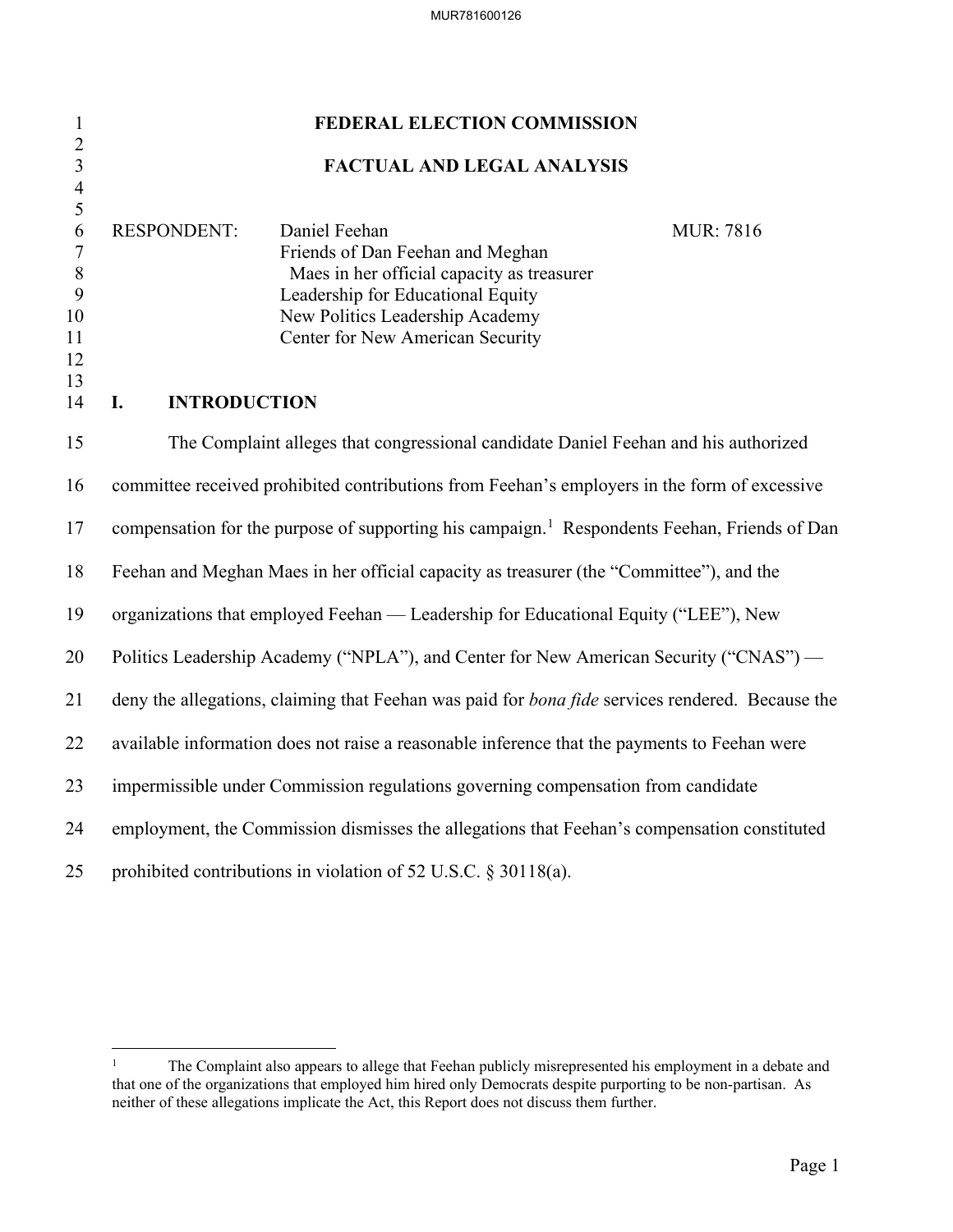# FEDERAL ELECTION COMMISSION

## FACTUAL AND LEGAL ANALYSIS

| | | |
|---|---|---|
| RESPONDENT: | Daniel Feehan<br>Friends of Dan Feehan and Meghan Maes in her official capacity as treasurer<br>Leadership for Educational Equity<br>New Politics Leadership Academy<br>Center for New American Security | MUR: 7816 |

## I. INTRODUCTION

The Complaint alleges that congressional candidate Daniel Feehan and his authorized committee received prohibited contributions from Feehan's employers in the form of excessive compensation for the purpose of supporting his campaign.[1] Respondents Feehan, Friends of Dan Feehan and Meghan Maes in her official capacity as treasurer (the "Committee"), and the organizations that employed Feehan — Leadership for Educational Equity ("LEE"), New Politics Leadership Academy ("NPLA"), and Center for New American Security ("CNAS") — deny the allegations, claiming that Feehan was paid for *bona fide* services rendered. Because the available information does not raise a reasonable inference that the payments to Feehan were impermissible under Commission regulations governing compensation from candidate employment, the Commission dismisses the allegations that Feehan's compensation constituted prohibited contributions in violation of 52 U.S.C. § 30118(a).

---

[1] The Complaint also appears to allege that Feehan publicly misrepresented his employment in a debate and that one of the organizations that employed him hired only Democrats despite purporting to be non-partisan. As neither of these allegations implicate the Act, this Report does not discuss them further.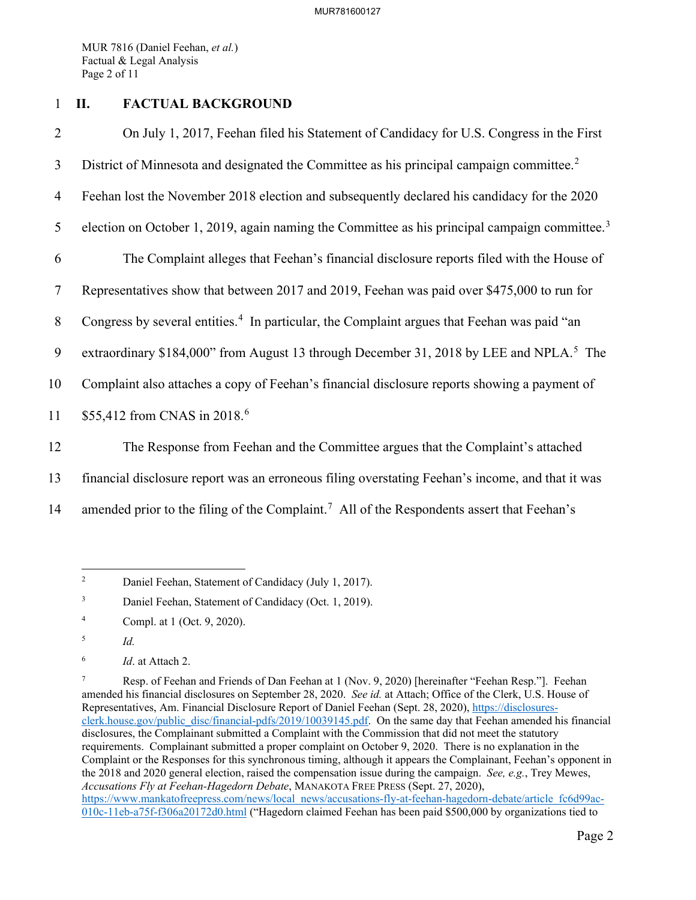## II. FACTUAL BACKGROUND

On July 1, 2017, Feehan filed his Statement of Candidacy for U.S. Congress in the First District of Minnesota and designated the Committee as his principal campaign committee.[2] Feehan lost the November 2018 election and subsequently declared his candidacy for the 2020 election on October 1, 2019, again naming the Committee as his principal campaign committee.[3]

The Complaint alleges that Feehan's financial disclosure reports filed with the House of Representatives show that between 2017 and 2019, Feehan was paid over $475,000 to run for Congress by several entities.[4] In particular, the Complaint argues that Feehan was paid "an extraordinary $184,000" from August 13 through December 31, 2018 by LEE and NPLA.[5] The Complaint also attaches a copy of Feehan's financial disclosure reports showing a payment of $55,412 from CNAS in 2018.[6]

The Response from Feehan and the Committee argues that the Complaint's attached financial disclosure report was an erroneous filing overstating Feehan's income, and that it was amended prior to the filing of the Complaint.[7] All of the Respondents assert that Feehan's

---

[2] Daniel Feehan, Statement of Candidacy (July 1, 2017).

[3] Daniel Feehan, Statement of Candidacy (Oct. 1, 2019).

[4] Compl. at 1 (Oct. 9, 2020).

[5] *Id.*

[6] *Id*. at Attach 2.

[7] Resp. of Feehan and Friends of Dan Feehan at 1 (Nov. 9, 2020) [hereinafter "Feehan Resp."]. Feehan amended his financial disclosures on September 28, 2020. *See id.* at Attach; Office of the Clerk, U.S. House of Representatives, Am. Financial Disclosure Report of Daniel Feehan (Sept. 28, 2020), https://disclosures-clerk.house.gov/public_disc/financial-pdfs/2019/10039145.pdf. On the same day that Feehan amended his financial disclosures, the Complainant submitted a Complaint with the Commission that did not meet the statutory requirements. Complainant submitted a proper complaint on October 9, 2020. There is no explanation in the Complaint or the Responses for this synchronous timing, although it appears the Complainant, Feehan's opponent in the 2018 and 2020 general election, raised the compensation issue during the campaign. *See, e.g.*, Trey Mewes, *Accusations Fly at Feehan-Hagedorn Debate*, MANAKOTA FREE PRESS (Sept. 27, 2020), https://www.mankatofreepress.com/news/local_news/accusations-fly-at-feehan-hagedorn-debate/article_fc6d99ac-010c-11eb-a75f-f306a20172d0.html ("Hagedorn claimed Feehan has been paid $500,000 by organizations tied to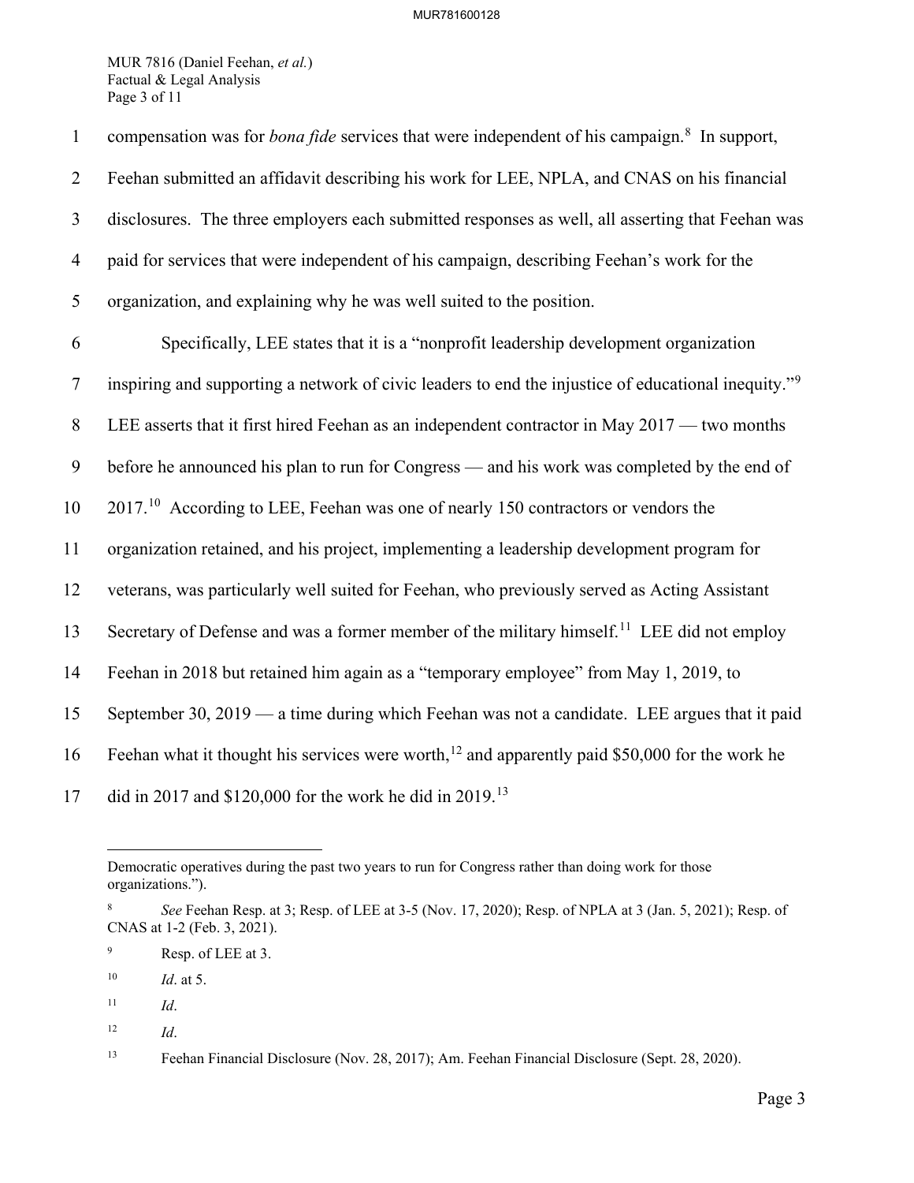compensation was for *bona fide* services that were independent of his campaign.[8] In support, Feehan submitted an affidavit describing his work for LEE, NPLA, and CNAS on his financial disclosures. The three employers each submitted responses as well, all asserting that Feehan was paid for services that were independent of his campaign, describing Feehan's work for the organization, and explaining why he was well suited to the position.

Specifically, LEE states that it is a "nonprofit leadership development organization inspiring and supporting a network of civic leaders to end the injustice of educational inequity."[9] LEE asserts that it first hired Feehan as an independent contractor in May 2017 — two months before he announced his plan to run for Congress — and his work was completed by the end of 2017.[10] According to LEE, Feehan was one of nearly 150 contractors or vendors the organization retained, and his project, implementing a leadership development program for veterans, was particularly well suited for Feehan, who previously served as Acting Assistant Secretary of Defense and was a former member of the military himself.[11] LEE did not employ Feehan in 2018 but retained him again as a "temporary employee" from May 1, 2019, to September 30, 2019 — a time during which Feehan was not a candidate. LEE argues that it paid Feehan what it thought his services were worth,[12] and apparently paid \$50,000 for the work he did in 2017 and \$120,000 for the work he did in 2019.[13]

---

Democratic operatives during the past two years to run for Congress rather than doing work for those organizations.").

[8] *See* Feehan Resp. at 3; Resp. of LEE at 3-5 (Nov. 17, 2020); Resp. of NPLA at 3 (Jan. 5, 2021); Resp. of CNAS at 1-2 (Feb. 3, 2021).

[9] Resp. of LEE at 3.

[10] *Id*. at 5.

[11] *Id*.

[12] *Id*.

[13] Feehan Financial Disclosure (Nov. 28, 2017); Am. Feehan Financial Disclosure (Sept. 28, 2020).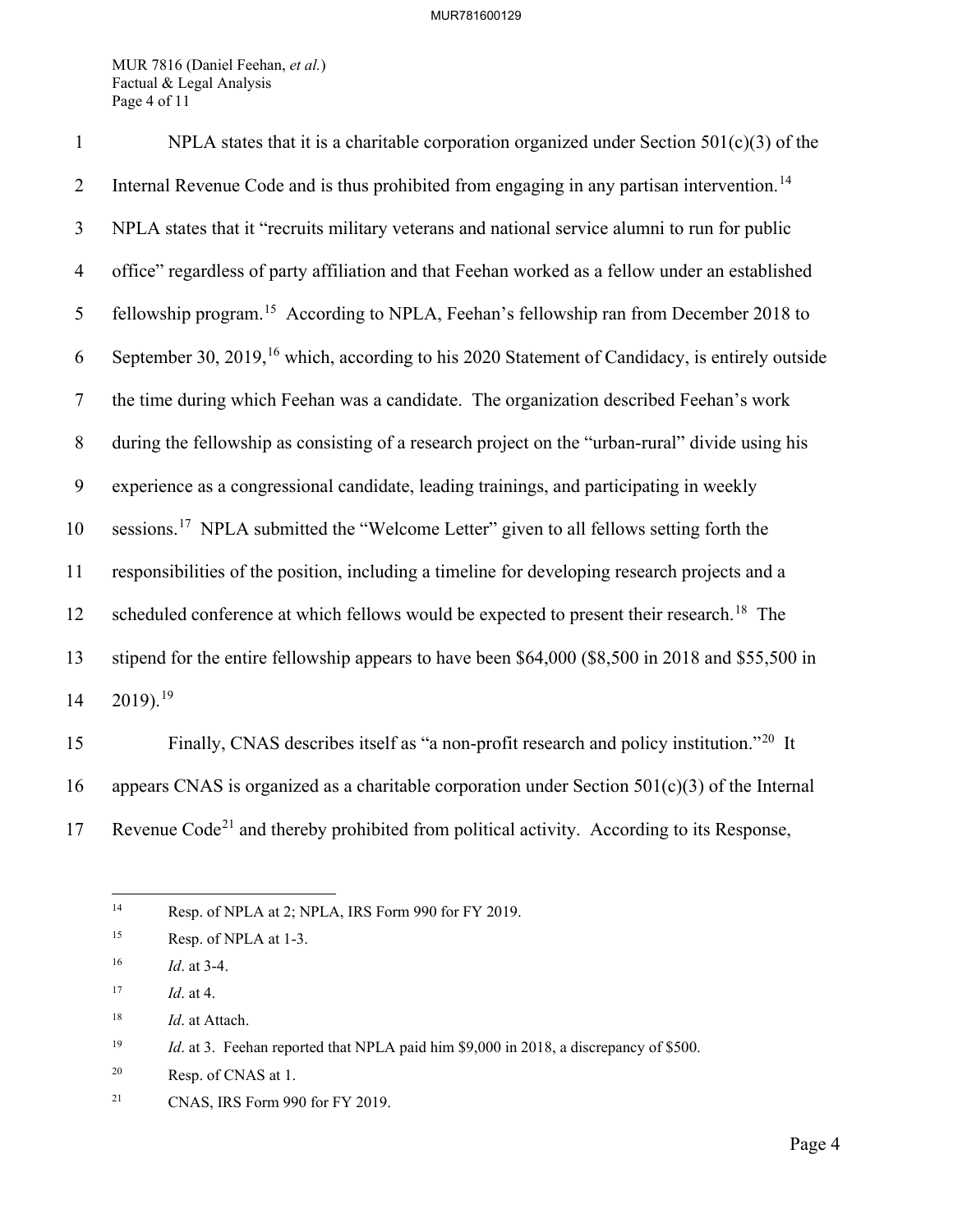NPLA states that it is a charitable corporation organized under Section 501(c)(3) of the Internal Revenue Code and is thus prohibited from engaging in any partisan intervention.[14] NPLA states that it "recruits military veterans and national service alumni to run for public office" regardless of party affiliation and that Feehan worked as a fellow under an established fellowship program.[15] According to NPLA, Feehan's fellowship ran from December 2018 to September 30, 2019,[16] which, according to his 2020 Statement of Candidacy, is entirely outside the time during which Feehan was a candidate. The organization described Feehan's work during the fellowship as consisting of a research project on the "urban-rural" divide using his experience as a congressional candidate, leading trainings, and participating in weekly sessions.[17] NPLA submitted the "Welcome Letter" given to all fellows setting forth the responsibilities of the position, including a timeline for developing research projects and a scheduled conference at which fellows would be expected to present their research.[18] The stipend for the entire fellowship appears to have been $64,000 ($8,500 in 2018 and $55,500 in 2019).[19]

Finally, CNAS describes itself as "a non-profit research and policy institution."[20] It appears CNAS is organized as a charitable corporation under Section 501(c)(3) of the Internal Revenue Code[21] and thereby prohibited from political activity. According to its Response,

---

[14] Resp. of NPLA at 2; NPLA, IRS Form 990 for FY 2019.

[15] Resp. of NPLA at 1-3.

[16] *Id*. at 3-4.

[17] *Id*. at 4.

[18] *Id*. at Attach.

[19] *Id*. at 3. Feehan reported that NPLA paid him $9,000 in 2018, a discrepancy of $500.

[20] Resp. of CNAS at 1.

[21] CNAS, IRS Form 990 for FY 2019.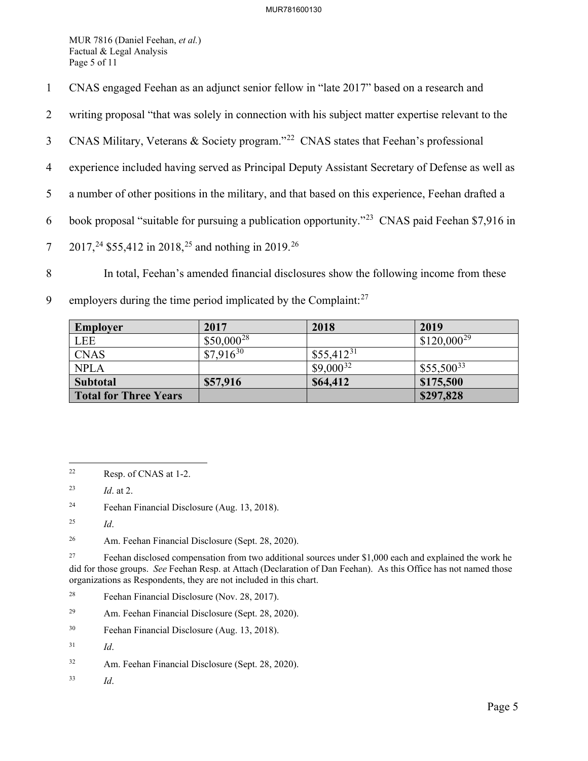CNAS engaged Feehan as an adjunct senior fellow in "late 2017" based on a research and writing proposal "that was solely in connection with his subject matter expertise relevant to the CNAS Military, Veterans & Society program."[22] CNAS states that Feehan's professional experience included having served as Principal Deputy Assistant Secretary of Defense as well as a number of other positions in the military, and that based on this experience, Feehan drafted a book proposal "suitable for pursuing a publication opportunity."[23] CNAS paid Feehan $7,916 in 2017,[24] $55,412 in 2018,[25] and nothing in 2019.[26]

In total, Feehan's amended financial disclosures show the following income from these employers during the time period implicated by the Complaint:[27]

| Employer | 2017 | 2018 | 2019 |
|---|---|---|---|
| LEE | $50,000[28] | | $120,000[29] |
| CNAS | $7,916[30] | $55,412[31] | |
| NPLA | | $9,000[32] | $55,500[33] |
| **Subtotal** | **$57,916** | **$64,412** | **$175,500** |
| **Total for Three Years** | | | **$297,828** |

---

[22] Resp. of CNAS at 1-2.

[23] *Id*. at 2.

[24] Feehan Financial Disclosure (Aug. 13, 2018).

[25] *Id*.

[26] Am. Feehan Financial Disclosure (Sept. 28, 2020).

[27] Feehan disclosed compensation from two additional sources under $1,000 each and explained the work he did for those groups. *See* Feehan Resp. at Attach (Declaration of Dan Feehan). As this Office has not named those organizations as Respondents, they are not included in this chart.

[28] Feehan Financial Disclosure (Nov. 28, 2017).

[29] Am. Feehan Financial Disclosure (Sept. 28, 2020).

[30] Feehan Financial Disclosure (Aug. 13, 2018).

[31] *Id*.

[32] Am. Feehan Financial Disclosure (Sept. 28, 2020).

[33] *Id*.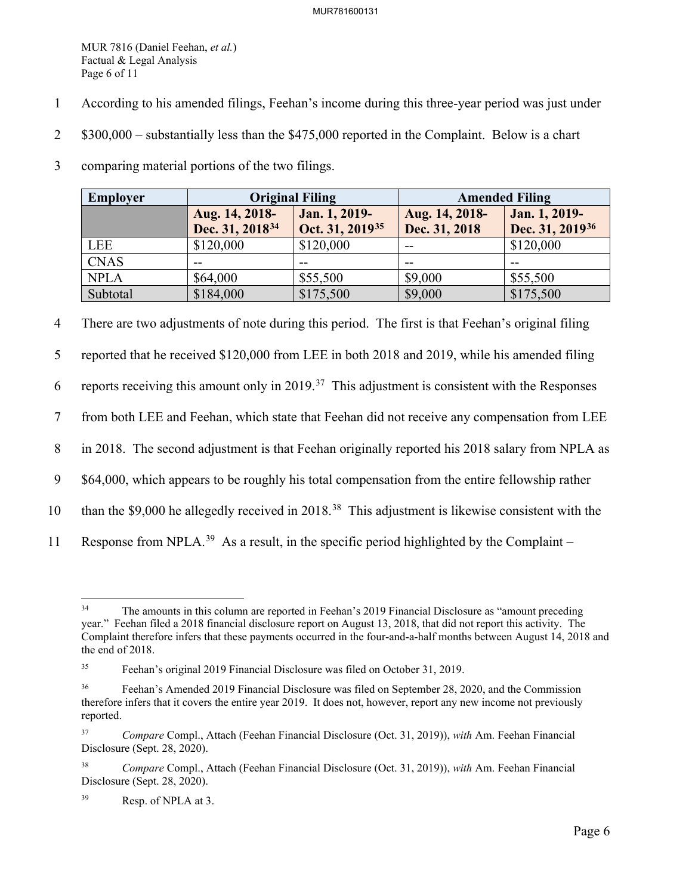According to his amended filings, Feehan's income during this three-year period was just under $300,000 – substantially less than the $475,000 reported in the Complaint. Below is a chart comparing material portions of the two filings.

| Employer | Original Filing | | Amended Filing | |
|---|---|---|---|---|
| | Aug. 14, 2018-Dec. 31, 2018[34] | Jan. 1, 2019-Oct. 31, 2019[35] | Aug. 14, 2018-Dec. 31, 2018 | Jan. 1, 2019-Dec. 31, 2019[36] |
| LEE | $120,000 | $120,000 | -- | $120,000 |
| CNAS | -- | -- | -- | -- |
| NPLA | $64,000 | $55,500 | $9,000 | $55,500 |
| Subtotal | $184,000 | $175,500 | $9,000 | $175,500 |

There are two adjustments of note during this period. The first is that Feehan's original filing reported that he received $120,000 from LEE in both 2018 and 2019, while his amended filing reports receiving this amount only in 2019.[37] This adjustment is consistent with the Responses from both LEE and Feehan, which state that Feehan did not receive any compensation from LEE in 2018. The second adjustment is that Feehan originally reported his 2018 salary from NPLA as $64,000, which appears to be roughly his total compensation from the entire fellowship rather than the $9,000 he allegedly received in 2018.[38] This adjustment is likewise consistent with the Response from NPLA.[39] As a result, in the specific period highlighted by the Complaint –

---

[34] The amounts in this column are reported in Feehan's 2019 Financial Disclosure as "amount preceding year." Feehan filed a 2018 financial disclosure report on August 13, 2018, that did not report this activity. The Complaint therefore infers that these payments occurred in the four-and-a-half months between August 14, 2018 and the end of 2018.

[35] Feehan's original 2019 Financial Disclosure was filed on October 31, 2019.

[36] Feehan's Amended 2019 Financial Disclosure was filed on September 28, 2020, and the Commission therefore infers that it covers the entire year 2019. It does not, however, report any new income not previously reported.

[37] *Compare* Compl., Attach (Feehan Financial Disclosure (Oct. 31, 2019)), *with* Am. Feehan Financial Disclosure (Sept. 28, 2020).

[38] *Compare* Compl., Attach (Feehan Financial Disclosure (Oct. 31, 2019)), *with* Am. Feehan Financial Disclosure (Sept. 28, 2020).

[39] Resp. of NPLA at 3.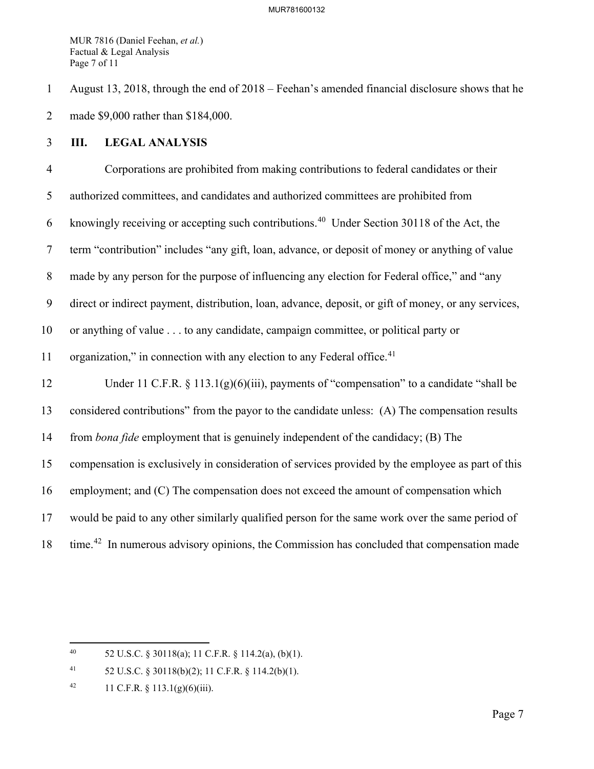August 13, 2018, through the end of 2018 – Feehan's amended financial disclosure shows that he made $9,000 rather than $184,000.

## III. LEGAL ANALYSIS

Corporations are prohibited from making contributions to federal candidates or their authorized committees, and candidates and authorized committees are prohibited from knowingly receiving or accepting such contributions.[40] Under Section 30118 of the Act, the term "contribution" includes "any gift, loan, advance, or deposit of money or anything of value made by any person for the purpose of influencing any election for Federal office," and "any direct or indirect payment, distribution, loan, advance, deposit, or gift of money, or any services, or anything of value . . . to any candidate, campaign committee, or political party or organization," in connection with any election to any Federal office.[41]

Under 11 C.F.R. § 113.1(g)(6)(iii), payments of "compensation" to a candidate "shall be considered contributions" from the payor to the candidate unless: (A) The compensation results from *bona fide* employment that is genuinely independent of the candidacy; (B) The compensation is exclusively in consideration of services provided by the employee as part of this employment; and (C) The compensation does not exceed the amount of compensation which would be paid to any other similarly qualified person for the same work over the same period of time.[42] In numerous advisory opinions, the Commission has concluded that compensation made

---

[40] 52 U.S.C. § 30118(a); 11 C.F.R. § 114.2(a), (b)(1).

[41] 52 U.S.C. § 30118(b)(2); 11 C.F.R. § 114.2(b)(1).

[42] 11 C.F.R. § 113.1(g)(6)(iii).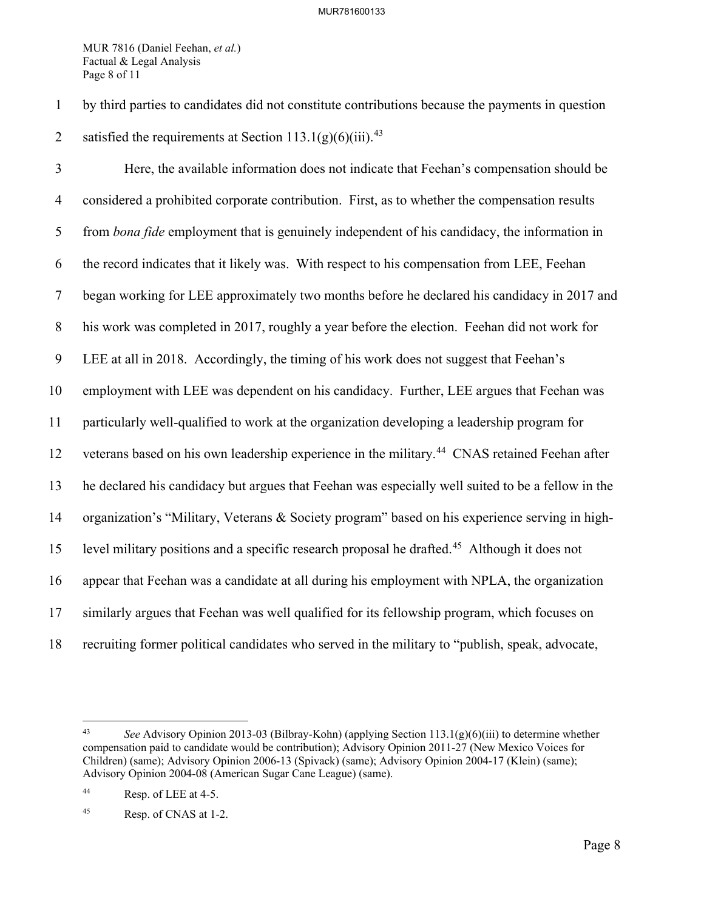by third parties to candidates did not constitute contributions because the payments in question satisfied the requirements at Section 113.1(g)(6)(iii).[43]

Here, the available information does not indicate that Feehan's compensation should be considered a prohibited corporate contribution. First, as to whether the compensation results from *bona fide* employment that is genuinely independent of his candidacy, the information in the record indicates that it likely was. With respect to his compensation from LEE, Feehan began working for LEE approximately two months before he declared his candidacy in 2017 and his work was completed in 2017, roughly a year before the election. Feehan did not work for LEE at all in 2018. Accordingly, the timing of his work does not suggest that Feehan's employment with LEE was dependent on his candidacy. Further, LEE argues that Feehan was particularly well-qualified to work at the organization developing a leadership program for veterans based on his own leadership experience in the military.[44] CNAS retained Feehan after he declared his candidacy but argues that Feehan was especially well suited to be a fellow in the organization's "Military, Veterans & Society program" based on his experience serving in high-level military positions and a specific research proposal he drafted.[45] Although it does not appear that Feehan was a candidate at all during his employment with NPLA, the organization similarly argues that Feehan was well qualified for its fellowship program, which focuses on recruiting former political candidates who served in the military to "publish, speak, advocate,

---

[43] *See* Advisory Opinion 2013-03 (Bilbray-Kohn) (applying Section 113.1(g)(6)(iii) to determine whether compensation paid to candidate would be contribution); Advisory Opinion 2011-27 (New Mexico Voices for Children) (same); Advisory Opinion 2006-13 (Spivack) (same); Advisory Opinion 2004-17 (Klein) (same); Advisory Opinion 2004-08 (American Sugar Cane League) (same).

[44] Resp. of LEE at 4-5.

[45] Resp. of CNAS at 1-2.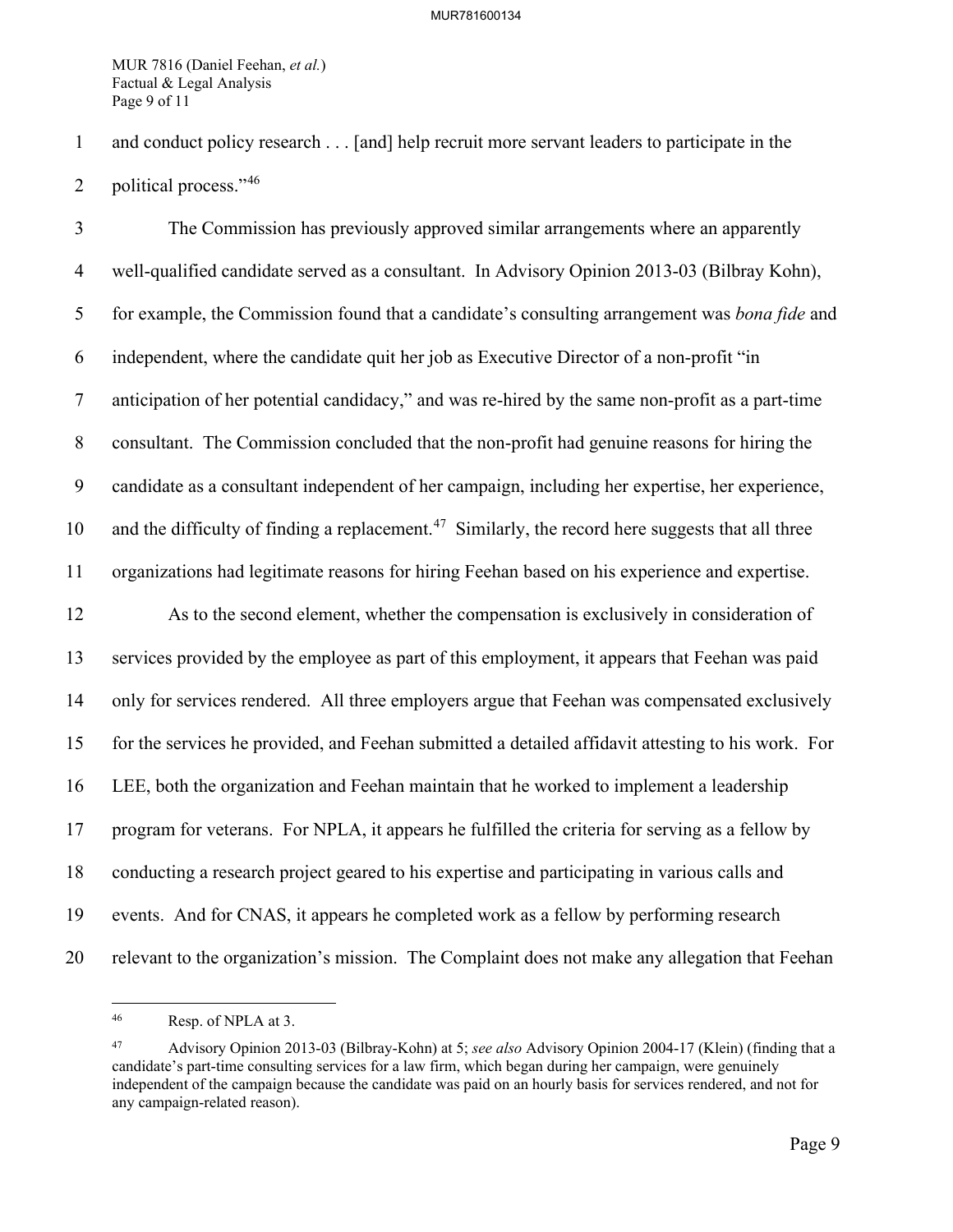and conduct policy research . . . [and] help recruit more servant leaders to participate in the political process."[46]

The Commission has previously approved similar arrangements where an apparently well-qualified candidate served as a consultant. In Advisory Opinion 2013-03 (Bilbray Kohn), for example, the Commission found that a candidate's consulting arrangement was *bona fide* and independent, where the candidate quit her job as Executive Director of a non-profit "in anticipation of her potential candidacy," and was re-hired by the same non-profit as a part-time consultant. The Commission concluded that the non-profit had genuine reasons for hiring the candidate as a consultant independent of her campaign, including her expertise, her experience, and the difficulty of finding a replacement.[47] Similarly, the record here suggests that all three organizations had legitimate reasons for hiring Feehan based on his experience and expertise.

As to the second element, whether the compensation is exclusively in consideration of services provided by the employee as part of this employment, it appears that Feehan was paid only for services rendered. All three employers argue that Feehan was compensated exclusively for the services he provided, and Feehan submitted a detailed affidavit attesting to his work. For LEE, both the organization and Feehan maintain that he worked to implement a leadership program for veterans. For NPLA, it appears he fulfilled the criteria for serving as a fellow by conducting a research project geared to his expertise and participating in various calls and events. And for CNAS, it appears he completed work as a fellow by performing research relevant to the organization's mission. The Complaint does not make any allegation that Feehan

---

[46] Resp. of NPLA at 3.

[47] Advisory Opinion 2013-03 (Bilbray-Kohn) at 5; *see also* Advisory Opinion 2004-17 (Klein) (finding that a candidate's part-time consulting services for a law firm, which began during her campaign, were genuinely independent of the campaign because the candidate was paid on an hourly basis for services rendered, and not for any campaign-related reason).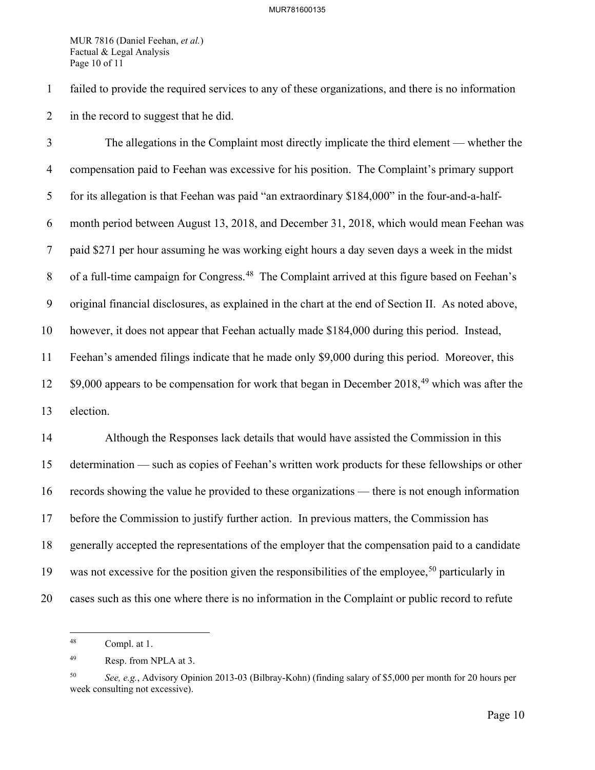failed to provide the required services to any of these organizations, and there is no information in the record to suggest that he did.

The allegations in the Complaint most directly implicate the third element — whether the compensation paid to Feehan was excessive for his position. The Complaint's primary support for its allegation is that Feehan was paid "an extraordinary $184,000" in the four-and-a-half-month period between August 13, 2018, and December 31, 2018, which would mean Feehan was paid $271 per hour assuming he was working eight hours a day seven days a week in the midst of a full-time campaign for Congress.[48] The Complaint arrived at this figure based on Feehan's original financial disclosures, as explained in the chart at the end of Section II. As noted above, however, it does not appear that Feehan actually made $184,000 during this period. Instead, Feehan's amended filings indicate that he made only $9,000 during this period. Moreover, this $9,000 appears to be compensation for work that began in December 2018,[49] which was after the election.

Although the Responses lack details that would have assisted the Commission in this determination — such as copies of Feehan's written work products for these fellowships or other records showing the value he provided to these organizations — there is not enough information before the Commission to justify further action. In previous matters, the Commission has generally accepted the representations of the employer that the compensation paid to a candidate was not excessive for the position given the responsibilities of the employee,[50] particularly in cases such as this one where there is no information in the Complaint or public record to refute

---

[48] Compl. at 1.

[49] Resp. from NPLA at 3.

[50] *See, e.g.*, Advisory Opinion 2013-03 (Bilbray-Kohn) (finding salary of $5,000 per month for 20 hours per week consulting not excessive).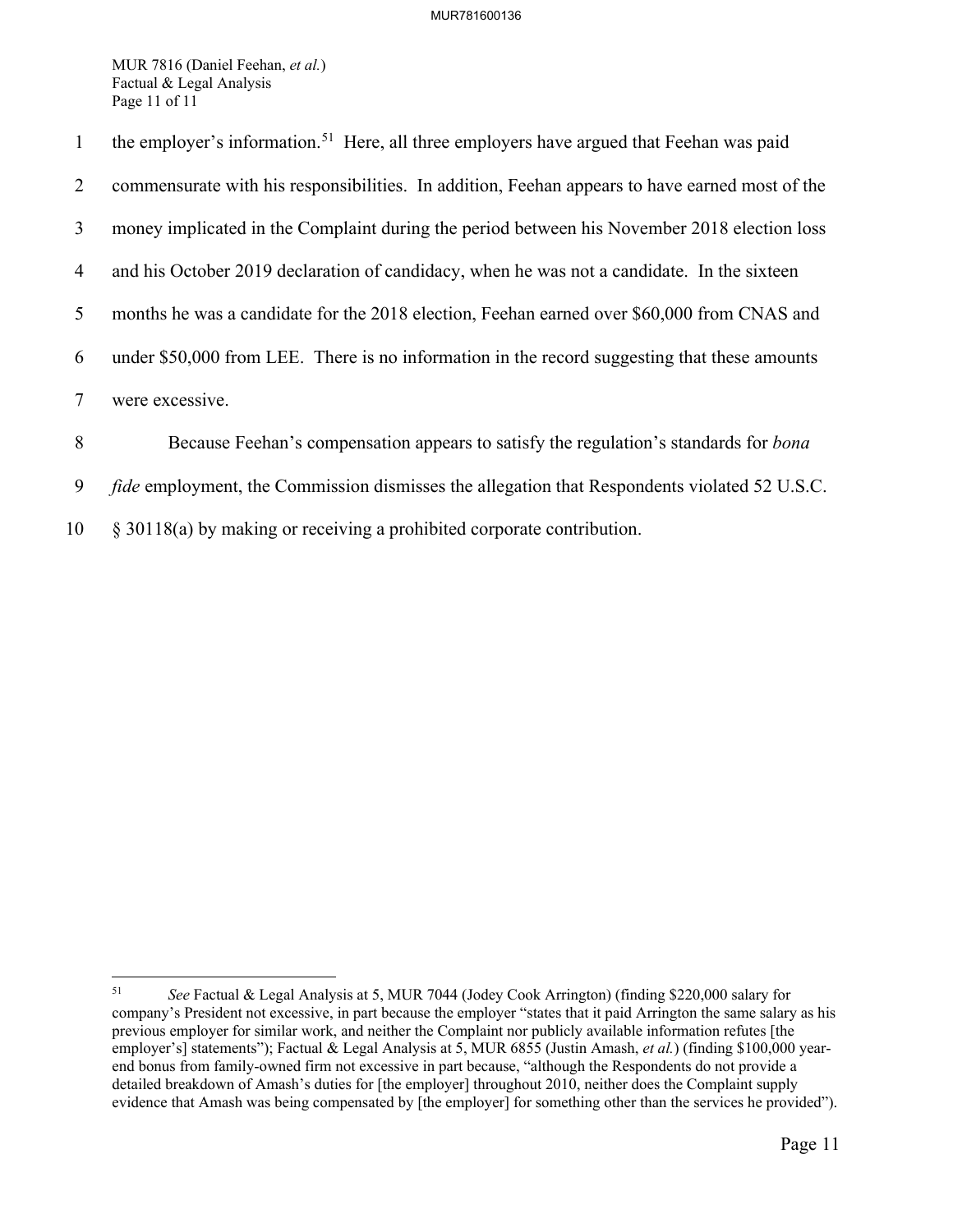the employer's information.[51] Here, all three employers have argued that Feehan was paid commensurate with his responsibilities. In addition, Feehan appears to have earned most of the money implicated in the Complaint during the period between his November 2018 election loss and his October 2019 declaration of candidacy, when he was not a candidate. In the sixteen months he was a candidate for the 2018 election, Feehan earned over $60,000 from CNAS and under $50,000 from LEE. There is no information in the record suggesting that these amounts were excessive.

Because Feehan's compensation appears to satisfy the regulation's standards for *bona fide* employment, the Commission dismisses the allegation that Respondents violated 52 U.S.C. § 30118(a) by making or receiving a prohibited corporate contribution.

---

[51] *See* Factual & Legal Analysis at 5, MUR 7044 (Jodey Cook Arrington) (finding $220,000 salary for company's President not excessive, in part because the employer "states that it paid Arrington the same salary as his previous employer for similar work, and neither the Complaint nor publicly available information refutes [the employer's] statements"); Factual & Legal Analysis at 5, MUR 6855 (Justin Amash, *et al.*) (finding $100,000 year-end bonus from family-owned firm not excessive in part because, "although the Respondents do not provide a detailed breakdown of Amash's duties for [the employer] throughout 2010, neither does the Complaint supply evidence that Amash was being compensated by [the employer] for something other than the services he provided").